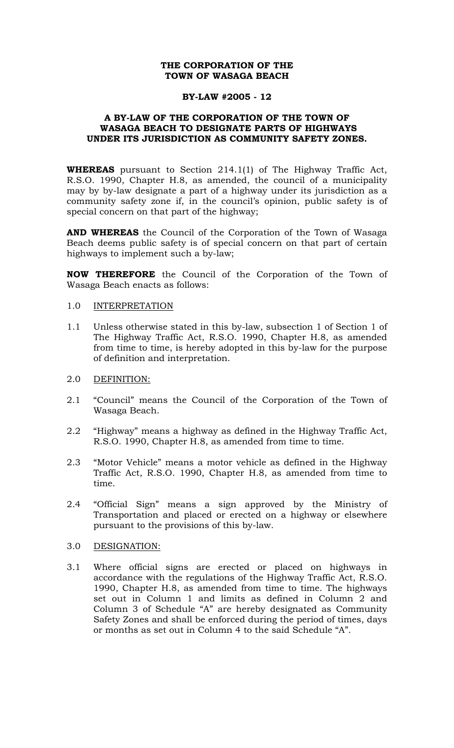**THE CORPORATION OF THE TOWN OF WASAGA BEACH**

**BY-LAW #2005 - 12**

**A BY-LAW OF THE CORPORATION OF THE TOWN OF WASAGA BEACH TO DESIGNATE PARTS OF HIGHWAYS UNDER ITS JURISDICTION AS COMMUNITY SAFETY ZONES.**

**WHEREAS** pursuant to Section 214.1(1) of The Highway Traffic Act, R.S.O. 1990, Chapter H.8, as amended, the council of a municipality may by by-law designate a part of a highway under its jurisdiction as a community safety zone if, in the council's opinion, public safety is of special concern on that part of the highway;

**AND WHEREAS** the Council of the Corporation of the Town of Wasaga Beach deems public safety is of special concern on that part of certain highways to implement such a by-law;

**NOW THEREFORE** the Council of the Corporation of the Town of Wasaga Beach enacts as follows:

1.0 INTERPRETATION

1.1 Unless otherwise stated in this by-law, subsection 1 of Section 1 of The Highway Traffic Act, R.S.O. 1990, Chapter H.8, as amended from time to time, is hereby adopted in this by-law for the purpose of definition and interpretation.

2.0 DEFINITION:

2.1 "Council" means the Council of the Corporation of the Town of Wasaga Beach.

2.2 "Highway" means a highway as defined in the Highway Traffic Act, R.S.O. 1990, Chapter H.8, as amended from time to time.

2.3 "Motor Vehicle" means a motor vehicle as defined in the Highway Traffic Act, R.S.O. 1990, Chapter H.8, as amended from time to time.

2.4 "Official Sign" means a sign approved by the Ministry of Transportation and placed or erected on a highway or elsewhere pursuant to the provisions of this by-law.

3.0 DESIGNATION:

3.1 Where official signs are erected or placed on highways in accordance with the regulations of the Highway Traffic Act, R.S.O. 1990, Chapter H.8, as amended from time to time. The highways set out in Column 1 and limits as defined in Column 2 and Column 3 of Schedule "A" are hereby designated as Community Safety Zones and shall be enforced during the period of times, days or months as set out in Column 4 to the said Schedule "A".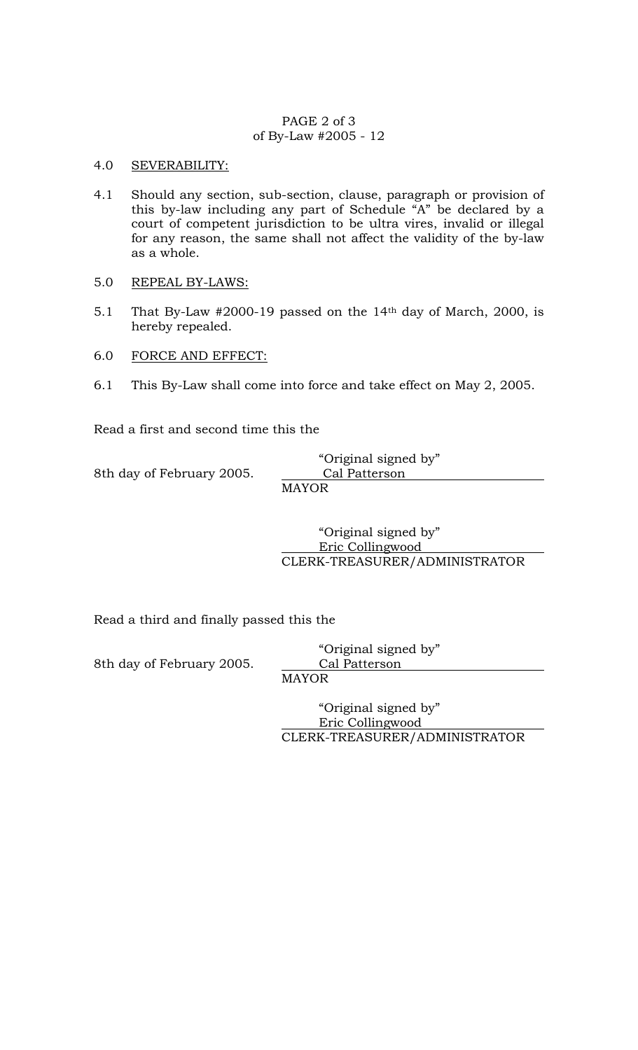4.0 <u>SEVERABILITY:</u>

4.1 Should any section, sub-section, clause, paragraph or provision of this by-law including any part of Schedule "A" be declared by a court of competent jurisdiction to be ultra vires, invalid or illegal for any reason, the same shall not affect the validity of the by-law as a whole.

5.0 <u>REPEAL BY-LAWS:</u>

5.1 That By-Law #2000-19 passed on the 14th day of March, 2000, is hereby repealed.

6.0 <u>FORCE AND EFFECT:</u>

6.1 This By-Law shall come into force and take effect on May 2, 2005.

Read a first and second time this the

8th day of February 2005.

"Original signed by"
Cal Patterson
MAYOR

"Original signed by"
Eric Collingwood
CLERK-TREASURER/ADMINISTRATOR

Read a third and finally passed this the

8th day of February 2005.

"Original signed by"
Cal Patterson
MAYOR

"Original signed by"
Eric Collingwood
CLERK-TREASURER/ADMINISTRATOR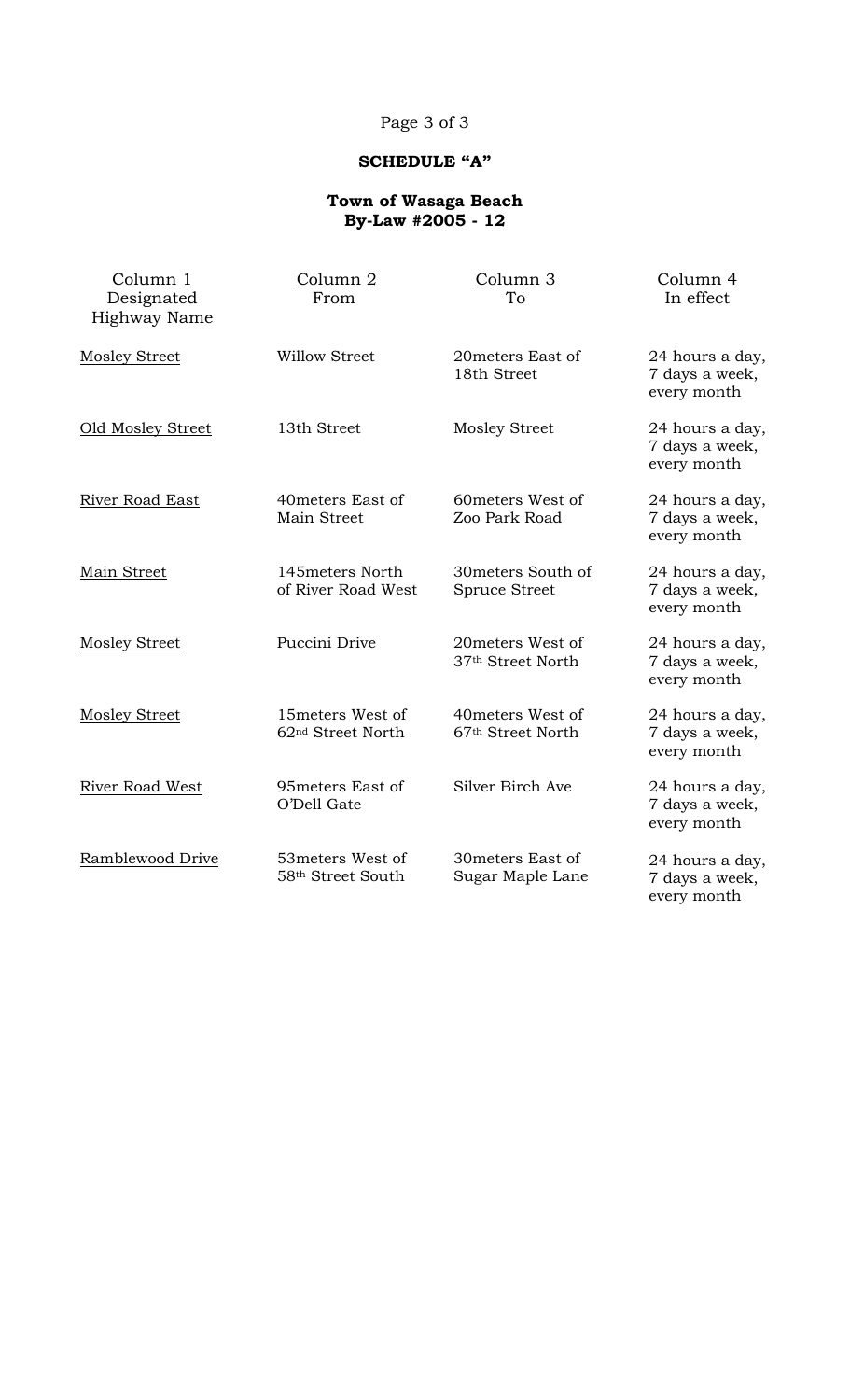## SCHEDULE "A"

### Town of Wasaga Beach
### By-Law #2005 - 12

| Column 1<br>Designated Highway Name | Column 2<br>From | Column 3<br>To | Column 4<br>In effect |
|---|---|---|---|
| Mosley Street | Willow Street | 20meters East of 18th Street | 24 hours a day, 7 days a week, every month |
| Old Mosley Street | 13th Street | Mosley Street | 24 hours a day, 7 days a week, every month |
| River Road East | 40meters East of Main Street | 60meters West of Zoo Park Road | 24 hours a day, 7 days a week, every month |
| Main Street | 145meters North of River Road West | 30meters South of Spruce Street | 24 hours a day, 7 days a week, every month |
| Mosley Street | Puccini Drive | 20meters West of 37th Street North | 24 hours a day, 7 days a week, every month |
| Mosley Street | 15meters West of 62nd Street North | 40meters West of 67th Street North | 24 hours a day, 7 days a week, every month |
| River Road West | 95meters East of O'Dell Gate | Silver Birch Ave | 24 hours a day, 7 days a week, every month |
| Ramblewood Drive | 53meters West of 58th Street South | 30meters East of Sugar Maple Lane | 24 hours a day, 7 days a week, every month |